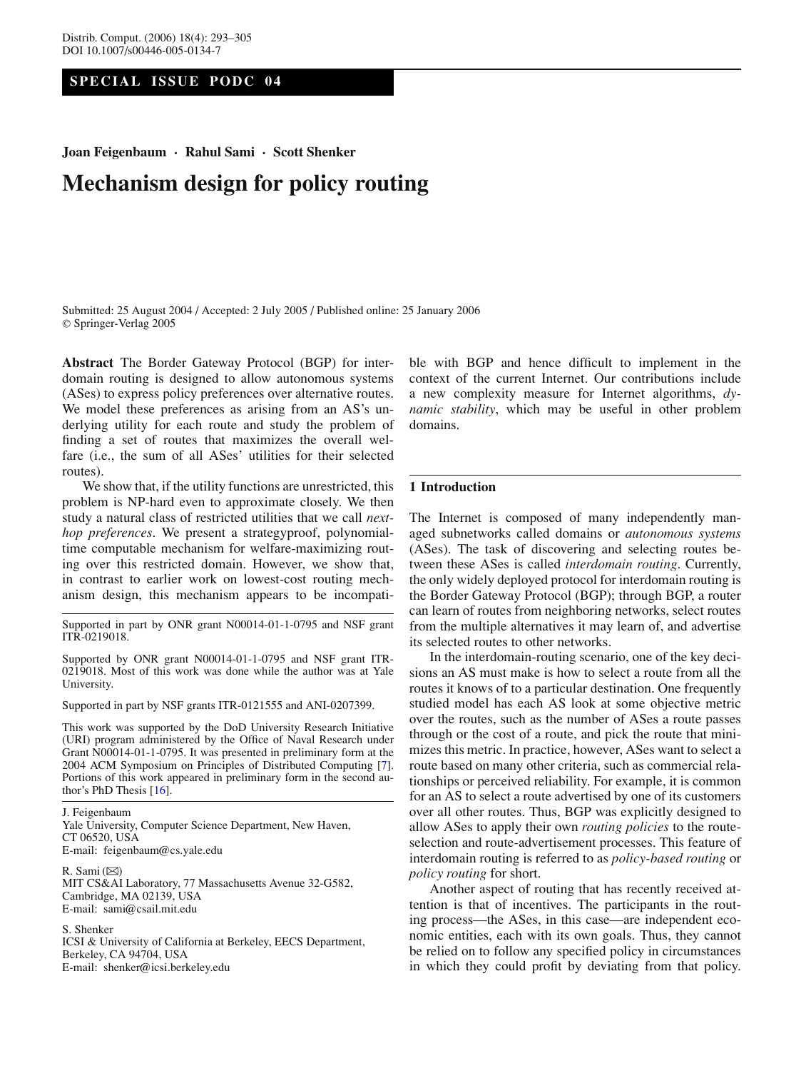SPECIAL ISSUE PODC 04

**Joan Feigenbaum · Rahul Sami · Scott Shenker**

# Mechanism design for policy routing

Submitted: 25 August 2004 / Accepted: 2 July 2005 / Published online: 25 January 2006
© Springer-Verlag 2005

**Abstract** The Border Gateway Protocol (BGP) for interdomain routing is designed to allow autonomous systems (ASes) to express policy preferences over alternative routes. We model these preferences as arising from an AS's underlying utility for each route and study the problem of finding a set of routes that maximizes the overall welfare (i.e., the sum of all ASes' utilities for their selected routes).

We show that, if the utility functions are unrestricted, this problem is NP-hard even to approximate closely. We then study a natural class of restricted utilities that we call *next-hop preferences*. We present a strategyproof, polynomial-time computable mechanism for welfare-maximizing routing over this restricted domain. However, we show that, in contrast to earlier work on lowest-cost routing mechanism design, this mechanism appears to be incompatible with BGP and hence difficult to implement in the context of the current Internet. Our contributions include a new complexity measure for Internet algorithms, *dynamic stability*, which may be useful in other problem domains.

Supported in part by ONR grant N00014-01-1-0795 and NSF grant ITR-0219018.

Supported by ONR grant N00014-01-1-0795 and NSF grant ITR-0219018. Most of this work was done while the author was at Yale University.

Supported in part by NSF grants ITR-0121555 and ANI-0207399.

This work was supported by the DoD University Research Initiative (URI) program administered by the Office of Naval Research under Grant N00014-01-1-0795. It was presented in preliminary form at the 2004 ACM Symposium on Principles of Distributed Computing [7]. Portions of this work appeared in preliminary form in the second author's PhD Thesis [16].

J. Feigenbaum
Yale University, Computer Science Department, New Haven, CT 06520, USA
E-mail: feigenbaum@cs.yale.edu

R. Sami (✉)
MIT CS&AI Laboratory, 77 Massachusetts Avenue 32-G582, Cambridge, MA 02139, USA
E-mail: sami@csail.mit.edu

S. Shenker
ICSI & University of California at Berkeley, EECS Department, Berkeley, CA 94704, USA
E-mail: shenker@icsi.berkeley.edu

## 1 Introduction

The Internet is composed of many independently managed subnetworks called domains or *autonomous systems* (ASes). The task of discovering and selecting routes between these ASes is called *interdomain routing*. Currently, the only widely deployed protocol for interdomain routing is the Border Gateway Protocol (BGP); through BGP, a router can learn of routes from neighboring networks, select routes from the multiple alternatives it may learn of, and advertise its selected routes to other networks.

In the interdomain-routing scenario, one of the key decisions an AS must make is how to select a route from all the routes it knows of to a particular destination. One frequently studied model has each AS look at some objective metric over the routes, such as the number of ASes a route passes through or the cost of a route, and pick the route that minimizes this metric. In practice, however, ASes want to select a route based on many other criteria, such as commercial relationships or perceived reliability. For example, it is common for an AS to select a route advertised by one of its customers over all other routes. Thus, BGP was explicitly designed to allow ASes to apply their own *routing policies* to the route-selection and route-advertisement processes. This feature of interdomain routing is referred to as *policy-based routing* or *policy routing* for short.

Another aspect of routing that has recently received attention is that of incentives. The participants in the routing process—the ASes, in this case—are independent economic entities, each with its own goals. Thus, they cannot be relied on to follow any specified policy in circumstances in which they could profit by deviating from that policy.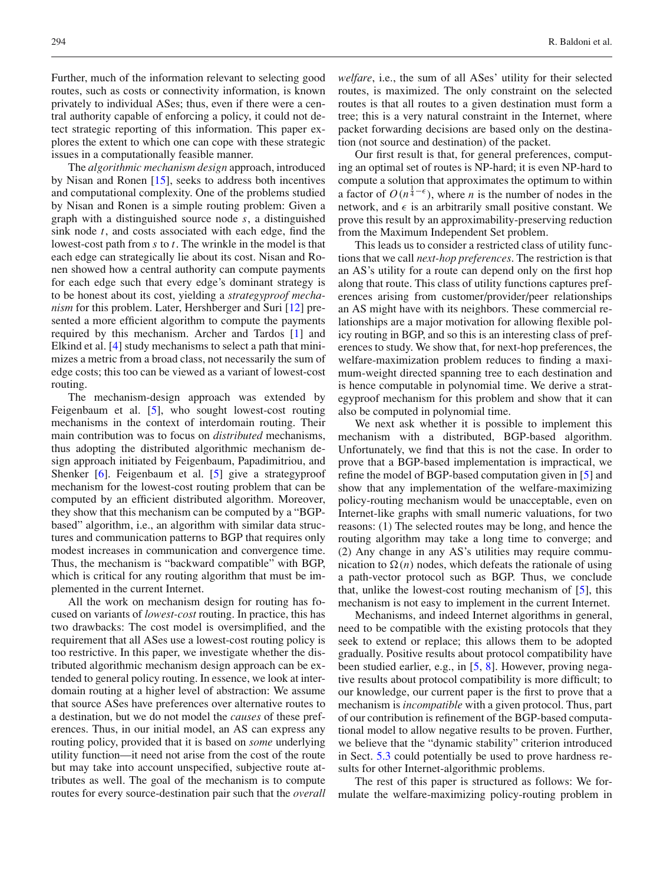Further, much of the information relevant to selecting good routes, such as costs or connectivity information, is known privately to individual ASes; thus, even if there were a central authority capable of enforcing a policy, it could not detect strategic reporting of this information. This paper explores the extent to which one can cope with these strategic issues in a computationally feasible manner.

The *algorithmic mechanism design* approach, introduced by Nisan and Ronen [15], seeks to address both incentives and computational complexity. One of the problems studied by Nisan and Ronen is a simple routing problem: Given a graph with a distinguished source node $s$, a distinguished sink node $t$, and costs associated with each edge, find the lowest-cost path from $s$ to $t$. The wrinkle in the model is that each edge can strategically lie about its cost. Nisan and Ronen showed how a central authority can compute payments for each edge such that every edge's dominant strategy is to be honest about its cost, yielding a *strategyproof mechanism* for this problem. Later, Hershberger and Suri [12] presented a more efficient algorithm to compute the payments required by this mechanism. Archer and Tardos [1] and Elkind et al. [4] study mechanisms to select a path that minimizes a metric from a broad class, not necessarily the sum of edge costs; this too can be viewed as a variant of lowest-cost routing.

The mechanism-design approach was extended by Feigenbaum et al. [5], who sought lowest-cost routing mechanisms in the context of interdomain routing. Their main contribution was to focus on *distributed* mechanisms, thus adopting the distributed algorithmic mechanism design approach initiated by Feigenbaum, Papadimitriou, and Shenker [6]. Feigenbaum et al. [5] give a strategyproof mechanism for the lowest-cost routing problem that can be computed by an efficient distributed algorithm. Moreover, they show that this mechanism can be computed by a "BGP-based" algorithm, i.e., an algorithm with similar data structures and communication patterns to BGP that requires only modest increases in communication and convergence time. Thus, the mechanism is "backward compatible" with BGP, which is critical for any routing algorithm that must be implemented in the current Internet.

All the work on mechanism design for routing has focused on variants of *lowest-cost* routing. In practice, this has two drawbacks: The cost model is oversimplified, and the requirement that all ASes use a lowest-cost routing policy is too restrictive. In this paper, we investigate whether the distributed algorithmic mechanism design approach can be extended to general policy routing. In essence, we look at interdomain routing at a higher level of abstraction: We assume that source ASes have preferences over alternative routes to a destination, but we do not model the *causes* of these preferences. Thus, in our initial model, an AS can express any routing policy, provided that it is based on *some* underlying utility function—it need not arise from the cost of the route but may take into account unspecified, subjective route attributes as well. The goal of the mechanism is to compute routes for every source-destination pair such that the *overall welfare*, i.e., the sum of all ASes' utility for their selected routes, is maximized. The only constraint on the selected routes is that all routes to a given destination must form a tree; this is a very natural constraint in the Internet, where packet forwarding decisions are based only on the destination (not source and destination) of the packet.

Our first result is that, for general preferences, computing an optimal set of routes is NP-hard; it is even NP-hard to compute a solution that approximates the optimum to within a factor of $O(n^{\frac{1}{4}-\epsilon})$, where $n$ is the number of nodes in the network, and $\epsilon$ is an arbitrarily small positive constant. We prove this result by an approximability-preserving reduction from the Maximum Independent Set problem.

This leads us to consider a restricted class of utility functions that we call *next-hop preferences*. The restriction is that an AS's utility for a route can depend only on the first hop along that route. This class of utility functions captures preferences arising from customer/provider/peer relationships an AS might have with its neighbors. These commercial relationships are a major motivation for allowing flexible policy routing in BGP, and so this is an interesting class of preferences to study. We show that, for next-hop preferences, the welfare-maximization problem reduces to finding a maximum-weight directed spanning tree to each destination and is hence computable in polynomial time. We derive a strategyproof mechanism for this problem and show that it can also be computed in polynomial time.

We next ask whether it is possible to implement this mechanism with a distributed, BGP-based algorithm. Unfortunately, we find that this is not the case. In order to prove that a BGP-based implementation is impractical, we refine the model of BGP-based computation given in [5] and show that any implementation of the welfare-maximizing policy-routing mechanism would be unacceptable, even on Internet-like graphs with small numeric valuations, for two reasons: (1) The selected routes may be long, and hence the routing algorithm may take a long time to converge; and (2) Any change in any AS's utilities may require communication to $\Omega(n)$ nodes, which defeats the rationale of using a path-vector protocol such as BGP. Thus, we conclude that, unlike the lowest-cost routing mechanism of [5], this mechanism is not easy to implement in the current Internet.

Mechanisms, and indeed Internet algorithms in general, need to be compatible with the existing protocols that they seek to extend or replace; this allows them to be adopted gradually. Positive results about protocol compatibility have been studied earlier, e.g., in [5, 8]. However, proving negative results about protocol compatibility is more difficult; to our knowledge, our current paper is the first to prove that a mechanism is *incompatible* with a given protocol. Thus, part of our contribution is refinement of the BGP-based computational model to allow negative results to be proven. Further, we believe that the "dynamic stability" criterion introduced in Sect. 5.3 could potentially be used to prove hardness results for other Internet-algorithmic problems.

The rest of this paper is structured as follows: We formulate the welfare-maximizing policy-routing problem in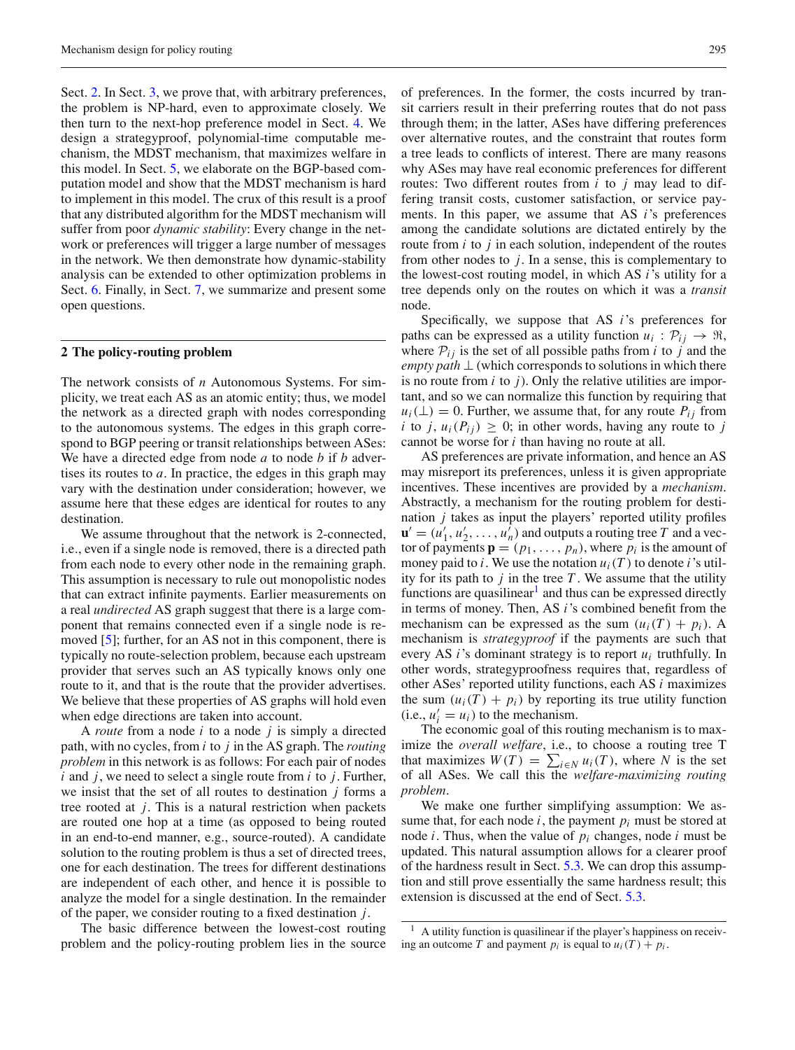Sect. 2. In Sect. 3, we prove that, with arbitrary preferences, the problem is NP-hard, even to approximate closely. We then turn to the next-hop preference model in Sect. 4. We design a strategyproof, polynomial-time computable mechanism, the MDST mechanism, that maximizes welfare in this model. In Sect. 5, we elaborate on the BGP-based computation model and show that the MDST mechanism is hard to implement in this model. The crux of this result is a proof that any distributed algorithm for the MDST mechanism will suffer from poor *dynamic stability*: Every change in the network or preferences will trigger a large number of messages in the network. We then demonstrate how dynamic-stability analysis can be extended to other optimization problems in Sect. 6. Finally, in Sect. 7, we summarize and present some open questions.

## 2 The policy-routing problem

The network consists of $n$ Autonomous Systems. For simplicity, we treat each AS as an atomic entity; thus, we model the network as a directed graph with nodes corresponding to the autonomous systems. The edges in this graph correspond to BGP peering or transit relationships between ASes: We have a directed edge from node $a$ to node $b$ if $b$ advertises its routes to $a$. In practice, the edges in this graph may vary with the destination under consideration; however, we assume here that these edges are identical for routes to any destination.

We assume throughout that the network is 2-connected, i.e., even if a single node is removed, there is a directed path from each node to every other node in the remaining graph. This assumption is necessary to rule out monopolistic nodes that can extract infinite payments. Earlier measurements on a real *undirected* AS graph suggest that there is a large component that remains connected even if a single node is removed [5]; further, for an AS not in this component, there is typically no route-selection problem, because each upstream provider that serves such an AS typically knows only one route to it, and that is the route that the provider advertises. We believe that these properties of AS graphs will hold even when edge directions are taken into account.

A *route* from a node $i$ to a node $j$ is simply a directed path, with no cycles, from $i$ to $j$ in the AS graph. The *routing problem* in this network is as follows: For each pair of nodes $i$ and $j$, we need to select a single route from $i$ to $j$. Further, we insist that the set of all routes to destination $j$ forms a tree rooted at $j$. This is a natural restriction when packets are routed one hop at a time (as opposed to being routed in an end-to-end manner, e.g., source-routed). A candidate solution to the routing problem is thus a set of directed trees, one for each destination. The trees for different destinations are independent of each other, and hence it is possible to analyze the model for a single destination. In the remainder of the paper, we consider routing to a fixed destination $j$.

The basic difference between the lowest-cost routing problem and the policy-routing problem lies in the source of preferences. In the former, the costs incurred by transit carriers result in their preferring routes that do not pass through them; in the latter, ASes have differing preferences over alternative routes, and the constraint that routes form a tree leads to conflicts of interest. There are many reasons why ASes may have real economic preferences for different routes: Two different routes from $i$ to $j$ may lead to differing transit costs, customer satisfaction, or service payments. In this paper, we assume that AS $i$'s preferences among the candidate solutions are dictated entirely by the route from $i$ to $j$ in each solution, independent of the routes from other nodes to $j$. In a sense, this is complementary to the lowest-cost routing model, in which AS $i$'s utility for a tree depends only on the routes on which it was a *transit* node.

Specifically, we suppose that AS $i$'s preferences for paths can be expressed as a utility function $u_i : \mathcal{P}_{ij} \to \Re$, where $\mathcal{P}_{ij}$ is the set of all possible paths from $i$ to $j$ and the *empty path* $\perp$ (which corresponds to solutions in which there is no route from $i$ to $j$). Only the relative utilities are important, and so we can normalize this function by requiring that $u_i(\perp) = 0$. Further, we assume that, for any route $P_{ij}$ from $i$ to $j$, $u_i(P_{ij}) \geq 0$; in other words, having any route to $j$ cannot be worse for $i$ than having no route at all.

AS preferences are private information, and hence an AS may misreport its preferences, unless it is given appropriate incentives. These incentives are provided by a *mechanism*. Abstractly, a mechanism for the routing problem for destination $j$ takes as input the players' reported utility profiles $\mathbf{u}' = (u'_1, u'_2, \ldots, u'_n)$ and outputs a routing tree $T$ and a vector of payments $\mathbf{p} = (p_1, \ldots, p_n)$, where $p_i$ is the amount of money paid to $i$. We use the notation $u_i(T)$ to denote $i$'s utility for its path to $j$ in the tree $T$. We assume that the utility functions are quasilinear[1] and thus can be expressed directly in terms of money. Then, AS $i$'s combined benefit from the mechanism can be expressed as the sum $(u_i(T) + p_i)$. A mechanism is *strategyproof* if the payments are such that every AS $i$'s dominant strategy is to report $u_i$ truthfully. In other words, strategyproofness requires that, regardless of other ASes' reported utility functions, each AS $i$ maximizes the sum $(u_i(T) + p_i)$ by reporting its true utility function (i.e., $u'_i = u_i$) to the mechanism.

The economic goal of this routing mechanism is to maximize the *overall welfare*, i.e., to choose a routing tree T that maximizes $W(T) = \sum_{i \in N} u_i(T)$, where $N$ is the set of all ASes. We call this the *welfare-maximizing routing problem*.

We make one further simplifying assumption: We assume that, for each node $i$, the payment $p_i$ must be stored at node $i$. Thus, when the value of $p_i$ changes, node $i$ must be updated. This natural assumption allows for a clearer proof of the hardness result in Sect. 5.3. We can drop this assumption and still prove essentially the same hardness result; this extension is discussed at the end of Sect. 5.3.

[1] A utility function is quasilinear if the player's happiness on receiving an outcome $T$ and payment $p_i$ is equal to $u_i(T) + p_i$.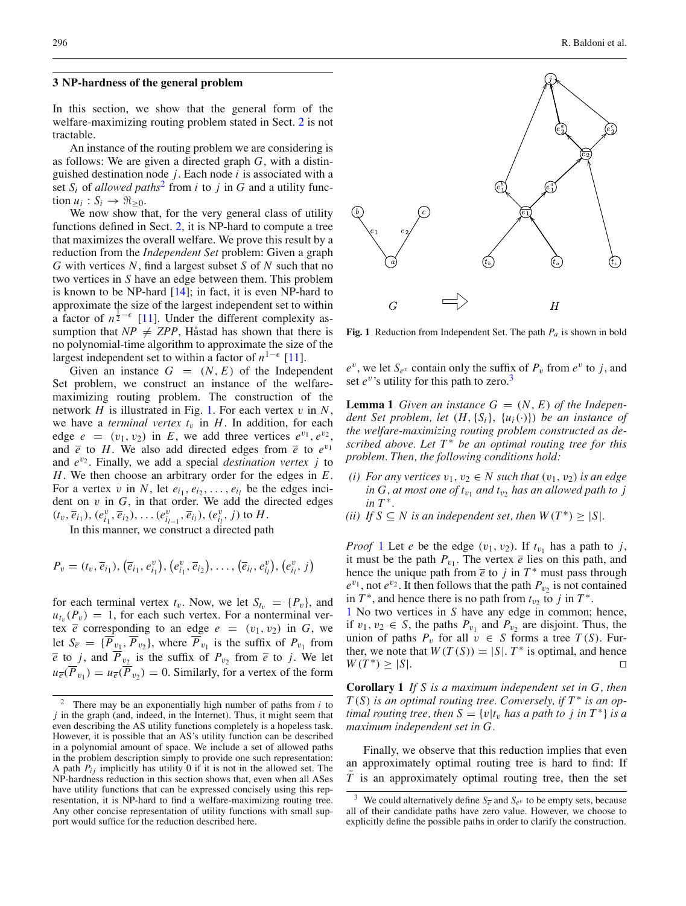## 3 NP-hardness of the general problem

In this section, we show that the general form of the welfare-maximizing routing problem stated in Sect. 2 is not tractable.

An instance of the routing problem we are considering is as follows: We are given a directed graph $G$, with a distinguished destination node $j$. Each node $i$ is associated with a set $S_i$ of *allowed paths*[2] from $i$ to $j$ in $G$ and a utility function $u_i : S_i \to \Re_{\geq 0}$.

We now show that, for the very general class of utility functions defined in Sect. 2, it is NP-hard to compute a tree that maximizes the overall welfare. We prove this result by a reduction from the *Independent Set* problem: Given a graph $G$ with vertices $N$, find a largest subset $S$ of $N$ such that no two vertices in $S$ have an edge between them. This problem is known to be NP-hard [14]; in fact, it is even NP-hard to approximate the size of the largest independent set to within a factor of $n^{\frac{1}{2}-\epsilon}$ [11]. Under the different complexity assumption that $NP \neq ZPP$, Håstad has shown that there is no polynomial-time algorithm to approximate the size of the largest independent set to within a factor of $n^{1-\epsilon}$ [11].

Given an instance $G = (N, E)$ of the Independent Set problem, we construct an instance of the welfare-maximizing routing problem. The construction of the network $H$ is illustrated in Fig. 1. For each vertex $v$ in $N$, we have a *terminal vertex* $t_v$ in $H$. In addition, for each edge $e = (v_1, v_2)$ in $E$, we add three vertices $e^{v_1}, e^{v_2}$, and $\overline{e}$ to $H$. We also add directed edges from $\overline{e}$ to $e^{v_1}$ and $e^{v_2}$. Finally, we add a special *destination vertex* $j$ to $H$. We then choose an arbitrary order for the edges in $E$. For a vertex $v$ in $N$, let $e_{i_1}, e_{i_2}, \ldots, e_{i_l}$ be the edges incident on $v$ in $G$, in that order. We add the directed edges $(t_v, \overline{e}_{i_1}), (e^v_{i_1}, \overline{e}_{i_2}), \ldots (e^v_{i_{l-1}}, \overline{e}_{i_l}), (e^v_{i_l}, j)$ to $H$.

In this manner, we construct a directed path

$$P_v = (t_v, \overline{e}_{i_1}), (\overline{e}_{i_1}, e^v_{i_1}), (e^v_{i_1}, \overline{e}_{i_2}), \ldots, (\overline{e}_{i_l}, e^v_{i_l}), (e^v_{i_l}, j)$$

for each terminal vertex $t_v$. Now, we let $S_{t_v} = \{P_v\}$, and $u_{t_v}(P_v) = 1$, for each such vertex. For a nonterminal vertex $\overline{e}$ corresponding to an edge $e = (v_1, v_2)$ in $G$, we let $S_{\overline{e}} = \{\overline{P}_{v_1}, \overline{P}_{v_2}\}$, where $\overline{P}_{v_1}$ is the suffix of $P_{v_1}$ from $\overline{e}$ to $j$, and $\overline{P}_{v_2}$ is the suffix of $P_{v_2}$ from $\overline{e}$ to $j$. We let $u_{\overline{e}}(\overline{P}_{v_1}) = u_{\overline{e}}(\overline{P}_{v_2}) = 0$. Similarly, for a vertex of the form $e^v$, we let $S_{e^v}$ contain only the suffix of $P_v$ from $e^v$ to $j$, and set $e^v$'s utility for this path to zero.[3]

Fig. 1 Reduction from Independent Set. The path $P_a$ is shown in bold

**Lemma 1** *Given an instance $G = (N, E)$ of the Independent Set problem, let $(H, \{S_i\}, \{u_i(\cdot)\})$ be an instance of the welfare-maximizing routing problem constructed as described above. Let $T^*$ be an optimal routing tree for this problem. Then, the following conditions hold:*

*(i) For any vertices $v_1, v_2 \in N$ such that $(v_1, v_2)$ is an edge in $G$, at most one of $t_{v_1}$ and $t_{v_2}$ has an allowed path to $j$ in $T^*$.*

*(ii) If $S \subseteq N$ is an independent set, then $W(T^*) \geq |S|$.*

*Proof* 1 Let $e$ be the edge $(v_1, v_2)$. If $t_{v_1}$ has a path to $j$, it must be the path $P_{v_1}$. The vertex $\overline{e}$ lies on this path, and hence the unique path from $\overline{e}$ to $j$ in $T^*$ must pass through $e^{v_1}$, not $e^{v_2}$. It then follows that the path $P_{v_2}$ is not contained in $T^*$, and hence there is no path from $t_{v_2}$ to $j$ in $T^*$.

1 No two vertices in $S$ have any edge in common; hence, if $v_1, v_2 \in S$, the paths $P_{v_1}$ and $P_{v_2}$ are disjoint. Thus, the union of paths $P_v$ for all $v \in S$ forms a tree $T(S)$. Further, we note that $W(T(S)) = |S|$. $T^*$ is optimal, and hence $W(T^*) \geq |S|$. □

**Corollary 1** *If $S$ is a maximum independent set in $G$, then $T(S)$ is an optimal routing tree. Conversely, if $T^*$ is an optimal routing tree, then $S = \{v | t_v$ has a path to $j$ in $T^*\}$ is a maximum independent set in $G$.*

Finally, we observe that this reduction implies that even an approximately optimal routing tree is hard to find: If $\tilde{T}$ is an approximately optimal routing tree, then the set

---

[2] There may be an exponentially high number of paths from $i$ to $j$ in the graph (and, indeed, in the Internet). Thus, it might seem that even describing the AS utility functions completely is a hopeless task. However, it is possible that an AS's utility function can be described in a polynomial amount of space. We include a set of allowed paths in the problem description simply to provide one such representation: A path $P_{ij}$ implicitly has utility 0 if it is not in the allowed set. The NP-hardness reduction in this section shows that, even when all ASes have utility functions that can be expressed concisely using this representation, it is NP-hard to find a welfare-maximizing routing tree. Any other concise representation of utility functions with small support would suffice for the reduction described here.

[3] We could alternatively define $S_{\overline{e}}$ and $S_{e^v}$ to be empty sets, because all of their candidate paths have zero value. However, we choose to explicitly define the possible paths in order to clarify the construction.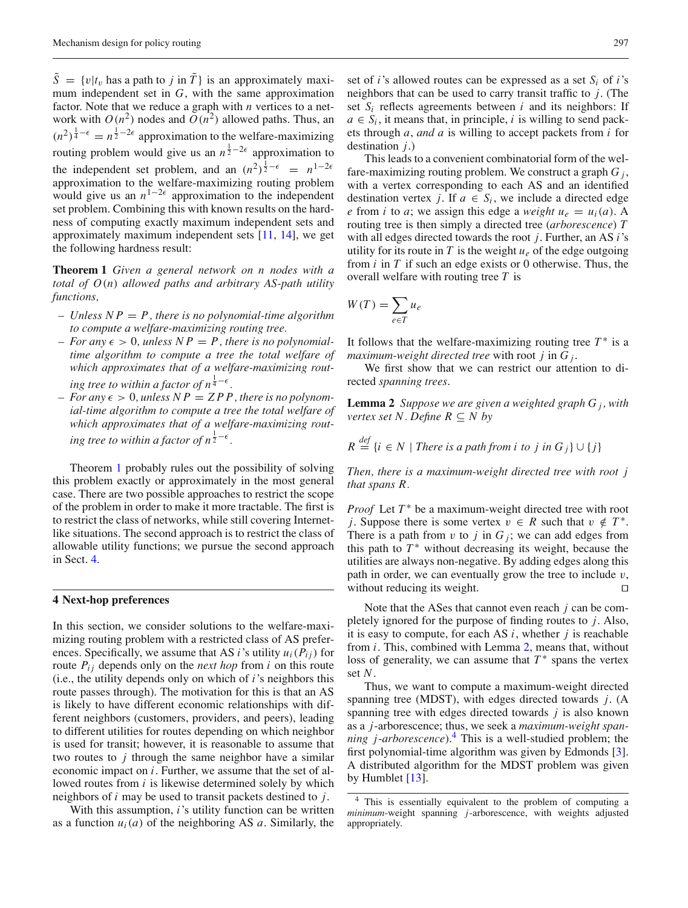$\tilde{S} = \{v | t_v$ has a path to $j$ in $\tilde{T}\}$ is an approximately maximum independent set in $G$, with the same approximation factor. Note that we reduce a graph with $n$ vertices to a network with $O(n^2)$ nodes and $O(n^2)$ allowed paths. Thus, an $(n^2)^{\frac{1}{4}-\epsilon} = n^{\frac{1}{2}-2\epsilon}$ approximation to the welfare-maximizing routing problem would give us an $n^{\frac{1}{2}-2\epsilon}$ approximation to the independent set problem, and an $(n^2)^{\frac{1}{2}-\epsilon} = n^{1-2\epsilon}$ approximation to the welfare-maximizing routing problem would give us an $n^{1-2\epsilon}$ approximation to the independent set problem. Combining this with known results on the hardness of computing exactly maximum independent sets and approximately maximum independent sets [11, 14], we get the following hardness result:

**Theorem 1** *Given a general network on $n$ nodes with a total of $O(n)$ allowed paths and arbitrary AS-path utility functions,*

- *Unless $NP = P$, there is no polynomial-time algorithm to compute a welfare-maximizing routing tree.*
- *For any $\epsilon > 0$, unless $NP = P$, there is no polynomial-time algorithm to compute a tree the total welfare of which approximates that of a welfare-maximizing routing tree to within a factor of $n^{\frac{1}{4}-\epsilon}$.*
- *For any $\epsilon > 0$, unless $NP = ZPP$, there is no polynomial-time algorithm to compute a tree the total welfare of which approximates that of a welfare-maximizing routing tree to within a factor of $n^{\frac{1}{2}-\epsilon}$.*

Theorem 1 probably rules out the possibility of solving this problem exactly or approximately in the most general case. There are two possible approaches to restrict the scope of the problem in order to make it more tractable. The first is to restrict the class of networks, while still covering Internet-like situations. The second approach is to restrict the class of allowable utility functions; we pursue the second approach in Sect. 4.

## 4 Next-hop preferences

In this section, we consider solutions to the welfare-maximizing routing problem with a restricted class of AS preferences. Specifically, we assume that AS $i$'s utility $u_i(P_{ij})$ for route $P_{ij}$ depends only on the *next hop* from $i$ on this route (i.e., the utility depends only on which of $i$'s neighbors this route passes through). The motivation for this is that an AS is likely to have different economic relationships with different neighbors (customers, providers, and peers), leading to different utilities for routes depending on which neighbor is used for transit; however, it is reasonable to assume that two routes to $j$ through the same neighbor have a similar economic impact on $i$. Further, we assume that the set of allowed routes from $i$ is likewise determined solely by which neighbors of $i$ may be used to transit packets destined to $j$.

With this assumption, $i$'s utility function can be written as a function $u_i(a)$ of the neighboring AS $a$. Similarly, the set of $i$'s allowed routes can be expressed as a set $S_i$ of $i$'s neighbors that can be used to carry transit traffic to $j$. (The set $S_i$ reflects agreements between $i$ and its neighbors: If $a \in S_i$, it means that, in principle, $i$ is willing to send packets through $a$, *and* $a$ is willing to accept packets from $i$ for destination $j$.)

This leads to a convenient combinatorial form of the welfare-maximizing routing problem. We construct a graph $G_j$, with a vertex corresponding to each AS and an identified destination vertex $j$. If $a \in S_i$, we include a directed edge $e$ from $i$ to $a$; we assign this edge a *weight* $u_e = u_i(a)$. A routing tree is then simply a directed tree (*arborescence*) $T$ with all edges directed towards the root $j$. Further, an AS $i$'s utility for its route in $T$ is the weight $u_e$ of the edge outgoing from $i$ in $T$ if such an edge exists or 0 otherwise. Thus, the overall welfare with routing tree $T$ is

$$W(T) = \sum_{e \in T} u_e$$

It follows that the welfare-maximizing routing tree $T^*$ is a *maximum-weight directed tree* with root $j$ in $G_j$.

We first show that we can restrict our attention to directed *spanning trees*.

**Lemma 2** *Suppose we are given a weighted graph $G_j$, with vertex set $N$. Define $R \subseteq N$ by*

$$R \stackrel{def}{=} \{i \in N \mid \text{There is a path from } i \text{ to } j \text{ in } G_j\} \cup \{j\}$$

*Then, there is a maximum-weight directed tree with root $j$ that spans $R$.*

*Proof* Let $T^*$ be a maximum-weight directed tree with root $j$. Suppose there is some vertex $v \in R$ such that $v \notin T^*$. There is a path from $v$ to $j$ in $G_j$; we can add edges from this path to $T^*$ without decreasing its weight, because the utilities are always non-negative. By adding edges along this path in order, we can eventually grow the tree to include $v$, without reducing its weight. □

Note that the ASes that cannot even reach $j$ can be completely ignored for the purpose of finding routes to $j$. Also, it is easy to compute, for each AS $i$, whether $j$ is reachable from $i$. This, combined with Lemma 2, means that, without loss of generality, we can assume that $T^*$ spans the vertex set $N$.

Thus, we want to compute a maximum-weight directed spanning tree (MDST), with edges directed towards $j$. (A spanning tree with edges directed towards $j$ is also known as a $j$-arborescence; thus, we seek a *maximum-weight spanning $j$-arborescence*).[4] This is a well-studied problem; the first polynomial-time algorithm was given by Edmonds [3]. A distributed algorithm for the MDST problem was given by Humblet [13].

[4] This is essentially equivalent to the problem of computing a *minimum*-weight spanning $j$-arborescence, with weights adjusted appropriately.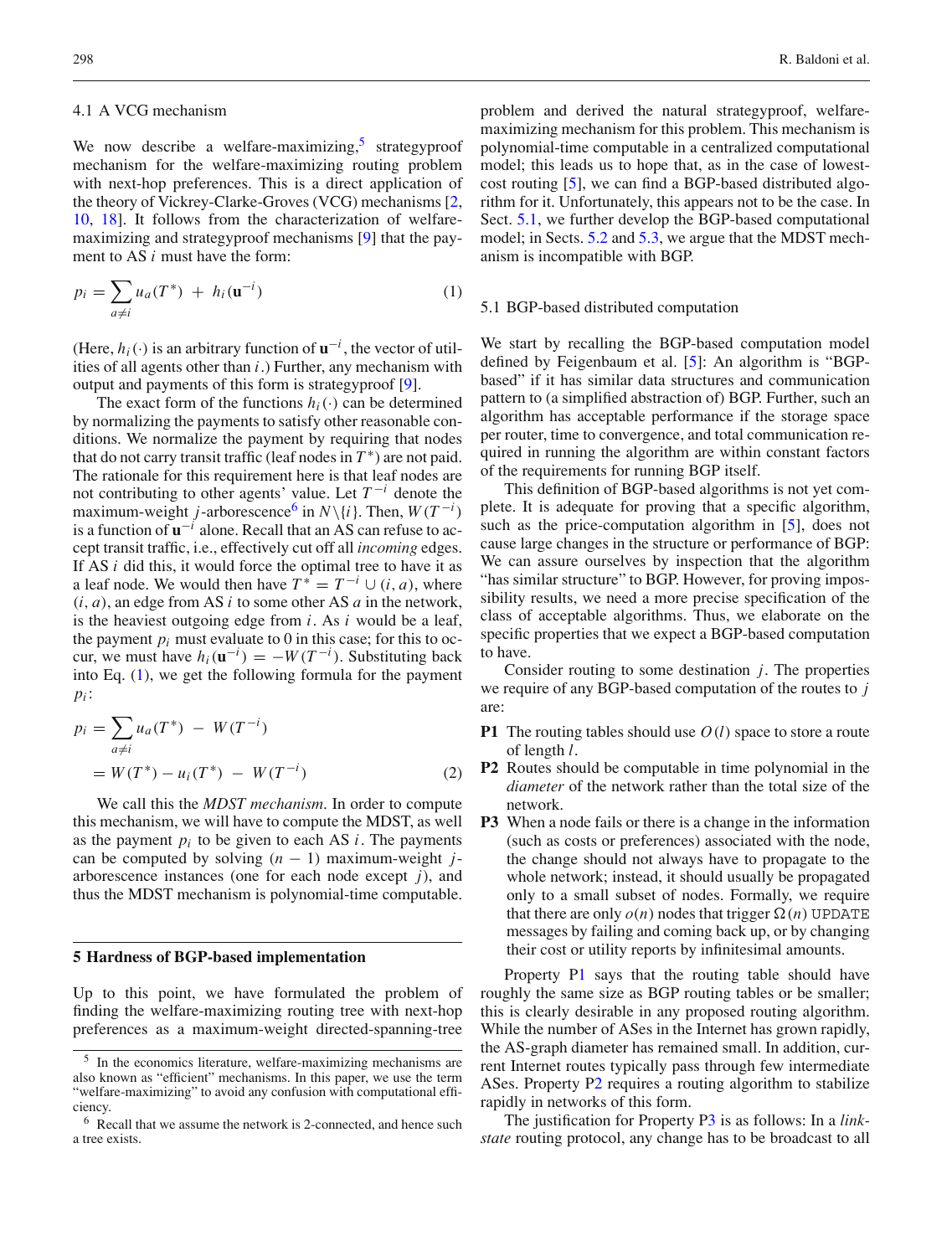### 4.1 A VCG mechanism

We now describe a welfare-maximizing,[5] strategyproof mechanism for the welfare-maximizing routing problem with next-hop preferences. This is a direct application of the theory of Vickrey-Clarke-Groves (VCG) mechanisms [2, 10, 18]. It follows from the characterization of welfare-maximizing and strategyproof mechanisms [9] that the payment to AS $i$ must have the form:

$$p_i = \sum_{a \neq i} u_a(T^*) \; + \; h_i(\mathbf{u}^{-i}) \tag{1}$$

(Here, $h_i(\cdot)$ is an arbitrary function of $\mathbf{u}^{-i}$, the vector of utilities of all agents other than $i$.) Further, any mechanism with output and payments of this form is strategyproof [9].

The exact form of the functions $h_i(\cdot)$ can be determined by normalizing the payments to satisfy other reasonable conditions. We normalize the payment by requiring that nodes that do not carry transit traffic (leaf nodes in $T^*$) are not paid. The rationale for this requirement here is that leaf nodes are not contributing to other agents' value. Let $T^{-i}$ denote the maximum-weight $j$-arborescence[6] in $N \setminus \{i\}$. Then, $W(T^{-i})$ is a function of $\mathbf{u}^{-i}$ alone. Recall that an AS can refuse to accept transit traffic, i.e., effectively cut off all *incoming* edges. If AS $i$ did this, it would force the optimal tree to have it as a leaf node. We would then have $T^* = T^{-i} \cup (i, a)$, where $(i, a)$, an edge from AS $i$ to some other AS $a$ in the network, is the heaviest outgoing edge from $i$. As $i$ would be a leaf, the payment $p_i$ must evaluate to 0 in this case; for this to occur, we must have $h_i(\mathbf{u}^{-i}) = -W(T^{-i})$. Substituting back into Eq. (1), we get the following formula for the payment $p_i$:

$$\begin{aligned} p_i &= \sum_{a \neq i} u_a(T^*) \; - \; W(T^{-i}) \\ &= W(T^*) - u_i(T^*) \; - \; W(T^{-i}) \end{aligned} \tag{2}$$

We call this the *MDST mechanism*. In order to compute this mechanism, we will have to compute the MDST, as well as the payment $p_i$ to be given to each AS $i$. The payments can be computed by solving $(n-1)$ maximum-weight $j$-arborescence instances (one for each node except $j$), and thus the MDST mechanism is polynomial-time computable.

## 5 Hardness of BGP-based implementation

Up to this point, we have formulated the problem of finding the welfare-maximizing routing tree with next-hop preferences as a maximum-weight directed-spanning-tree problem and derived the natural strategyproof, welfare-maximizing mechanism for this problem. This mechanism is polynomial-time computable in a centralized computational model; this leads us to hope that, as in the case of lowest-cost routing [5], we can find a BGP-based distributed algorithm for it. Unfortunately, this appears not to be the case. In Sect. 5.1, we further develop the BGP-based computational model; in Sects. 5.2 and 5.3, we argue that the MDST mechanism is incompatible with BGP.

### 5.1 BGP-based distributed computation

We start by recalling the BGP-based computation model defined by Feigenbaum et al. [5]: An algorithm is "BGP-based" if it has similar data structures and communication pattern to (a simplified abstraction of) BGP. Further, such an algorithm has acceptable performance if the storage space per router, time to convergence, and total communication required in running the algorithm are within constant factors of the requirements for running BGP itself.

This definition of BGP-based algorithms is not yet complete. It is adequate for proving that a specific algorithm, such as the price-computation algorithm in [5], does not cause large changes in the structure or performance of BGP: We can assure ourselves by inspection that the algorithm "has similar structure" to BGP. However, for proving impossibility results, we need a more precise specification of the class of acceptable algorithms. Thus, we elaborate on the specific properties that we expect a BGP-based computation to have.

Consider routing to some destination $j$. The properties we require of any BGP-based computation of the routes to $j$ are:

- **P1** The routing tables should use $O(l)$ space to store a route of length $l$.
- **P2** Routes should be computable in time polynomial in the *diameter* of the network rather than the total size of the network.
- **P3** When a node fails or there is a change in the information (such as costs or preferences) associated with the node, the change should not always have to propagate to the whole network; instead, it should usually be propagated only to a small subset of nodes. Formally, we require that there are only $o(n)$ nodes that trigger $\Omega(n)$ `UPDATE` messages by failing and coming back up, or by changing their cost or utility reports by infinitesimal amounts.

Property P1 says that the routing table should have roughly the same size as BGP routing tables or be smaller; this is clearly desirable in any proposed routing algorithm. While the number of ASes in the Internet has grown rapidly, the AS-graph diameter has remained small. In addition, current Internet routes typically pass through few intermediate ASes. Property P2 requires a routing algorithm to stabilize rapidly in networks of this form.

The justification for Property P3 is as follows: In a *link-state* routing protocol, any change has to be broadcast to all

[5] In the economics literature, welfare-maximizing mechanisms are also known as "efficient" mechanisms. In this paper, we use the term "welfare-maximizing" to avoid any confusion with computational efficiency.

[6] Recall that we assume the network is 2-connected, and hence such a tree exists.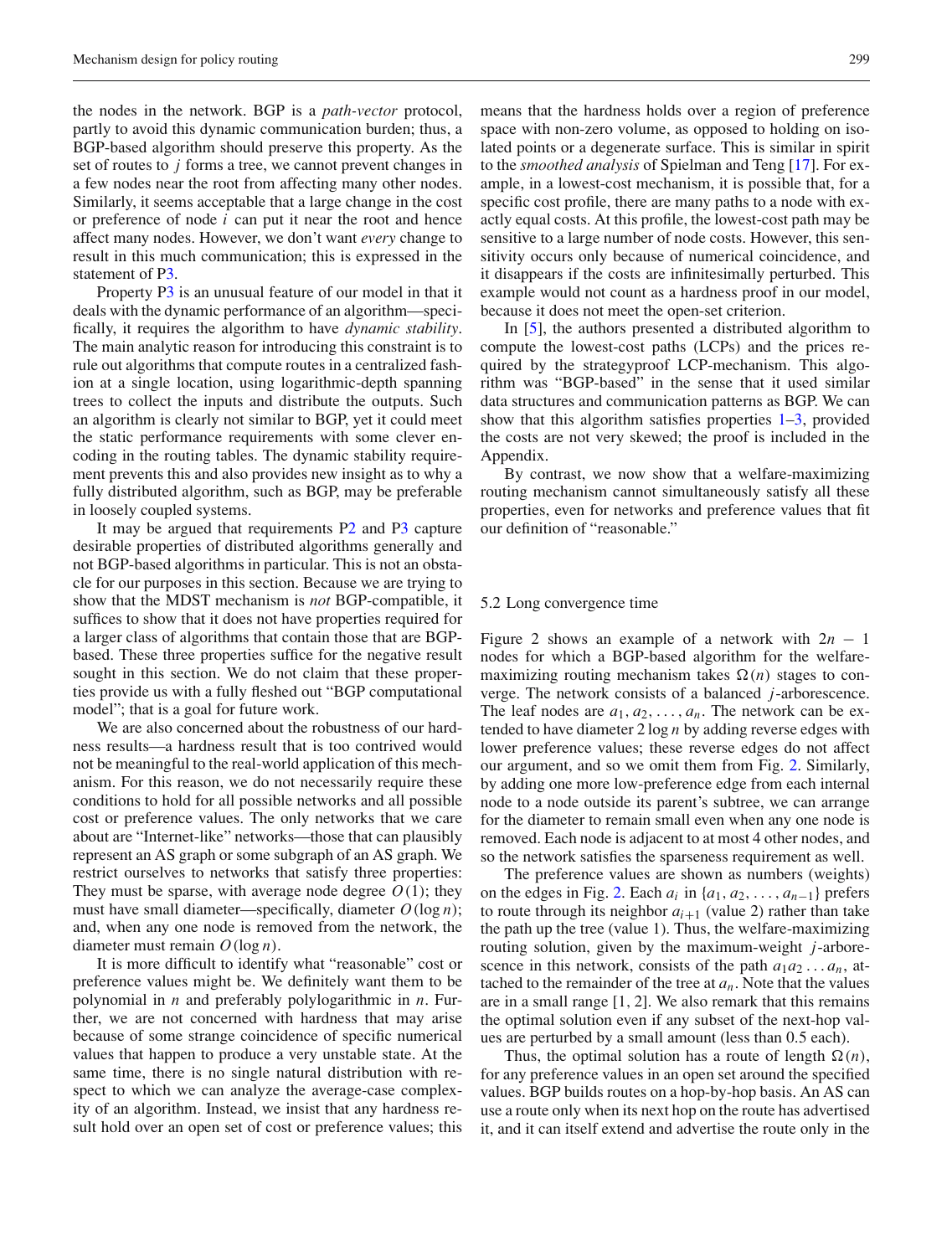the nodes in the network. BGP is a *path-vector* protocol, partly to avoid this dynamic communication burden; thus, a BGP-based algorithm should preserve this property. As the set of routes to $j$ forms a tree, we cannot prevent changes in a few nodes near the root from affecting many other nodes. Similarly, it seems acceptable that a large change in the cost or preference of node $i$ can put it near the root and hence affect many nodes. However, we don't want *every* change to result in this much communication; this is expressed in the statement of P3.

Property P3 is an unusual feature of our model in that it deals with the dynamic performance of an algorithm—specifically, it requires the algorithm to have *dynamic stability*. The main analytic reason for introducing this constraint is to rule out algorithms that compute routes in a centralized fashion at a single location, using logarithmic-depth spanning trees to collect the inputs and distribute the outputs. Such an algorithm is clearly not similar to BGP, yet it could meet the static performance requirements with some clever encoding in the routing tables. The dynamic stability requirement prevents this and also provides new insight as to why a fully distributed algorithm, such as BGP, may be preferable in loosely coupled systems.

It may be argued that requirements P2 and P3 capture desirable properties of distributed algorithms generally and not BGP-based algorithms in particular. This is not an obstacle for our purposes in this section. Because we are trying to show that the MDST mechanism is *not* BGP-compatible, it suffices to show that it does not have properties required for a larger class of algorithms that contain those that are BGP-based. These three properties suffice for the negative result sought in this section. We do not claim that these properties provide us with a fully fleshed out "BGP computational model"; that is a goal for future work.

We are also concerned about the robustness of our hardness results—a hardness result that is too contrived would not be meaningful to the real-world application of this mechanism. For this reason, we do not necessarily require these conditions to hold for all possible networks and all possible cost or preference values. The only networks that we care about are "Internet-like" networks—those that can plausibly represent an AS graph or some subgraph of an AS graph. We restrict ourselves to networks that satisfy three properties: They must be sparse, with average node degree $O(1)$; they must have small diameter—specifically, diameter $O(\log n)$; and, when any one node is removed from the network, the diameter must remain $O(\log n)$.

It is more difficult to identify what "reasonable" cost or preference values might be. We definitely want them to be polynomial in $n$ and preferably polylogarithmic in $n$. Further, we are not concerned with hardness that may arise because of some strange coincidence of specific numerical values that happen to produce a very unstable state. At the same time, there is no single natural distribution with respect to which we can analyze the average-case complexity of an algorithm. Instead, we insist that any hardness result hold over an open set of cost or preference values; this means that the hardness holds over a region of preference space with non-zero volume, as opposed to holding on isolated points or a degenerate surface. This is similar in spirit to the *smoothed analysis* of Spielman and Teng [17]. For example, in a lowest-cost mechanism, it is possible that, for a specific cost profile, there are many paths to a node with exactly equal costs. At this profile, the lowest-cost path may be sensitive to a large number of node costs. However, this sensitivity occurs only because of numerical coincidence, and it disappears if the costs are infinitesimally perturbed. This example would not count as a hardness proof in our model, because it does not meet the open-set criterion.

In [5], the authors presented a distributed algorithm to compute the lowest-cost paths (LCPs) and the prices required by the strategyproof LCP-mechanism. This algorithm was "BGP-based" in the sense that it used similar data structures and communication patterns as BGP. We can show that this algorithm satisfies properties 1–3, provided the costs are not very skewed; the proof is included in the Appendix.

By contrast, we now show that a welfare-maximizing routing mechanism cannot simultaneously satisfy all these properties, even for networks and preference values that fit our definition of "reasonable."

### 5.2 Long convergence time

Figure 2 shows an example of a network with $2n-1$ nodes for which a BGP-based algorithm for the welfare-maximizing routing mechanism takes $\Omega(n)$ stages to converge. The network consists of a balanced $j$-arborescence. The leaf nodes are $a_1, a_2, \ldots, a_n$. The network can be extended to have diameter $2\log n$ by adding reverse edges with lower preference values; these reverse edges do not affect our argument, and so we omit them from Fig. 2. Similarly, by adding one more low-preference edge from each internal node to a node outside its parent's subtree, we can arrange for the diameter to remain small even when any one node is removed. Each node is adjacent to at most 4 other nodes, and so the network satisfies the sparseness requirement as well.

The preference values are shown as numbers (weights) on the edges in Fig. 2. Each $a_i$ in $\{a_1, a_2, \ldots, a_{n-1}\}$ prefers to route through its neighbor $a_{i+1}$ (value 2) rather than take the path up the tree (value 1). Thus, the welfare-maximizing routing solution, given by the maximum-weight $j$-arborescence in this network, consists of the path $a_1a_2\ldots a_n$, attached to the remainder of the tree at $a_n$. Note that the values are in a small range [1, 2]. We also remark that this remains the optimal solution even if any subset of the next-hop values are perturbed by a small amount (less than 0.5 each).

Thus, the optimal solution has a route of length $\Omega(n)$, for any preference values in an open set around the specified values. BGP builds routes on a hop-by-hop basis. An AS can use a route only when its next hop on the route has advertised it, and it can itself extend and advertise the route only in the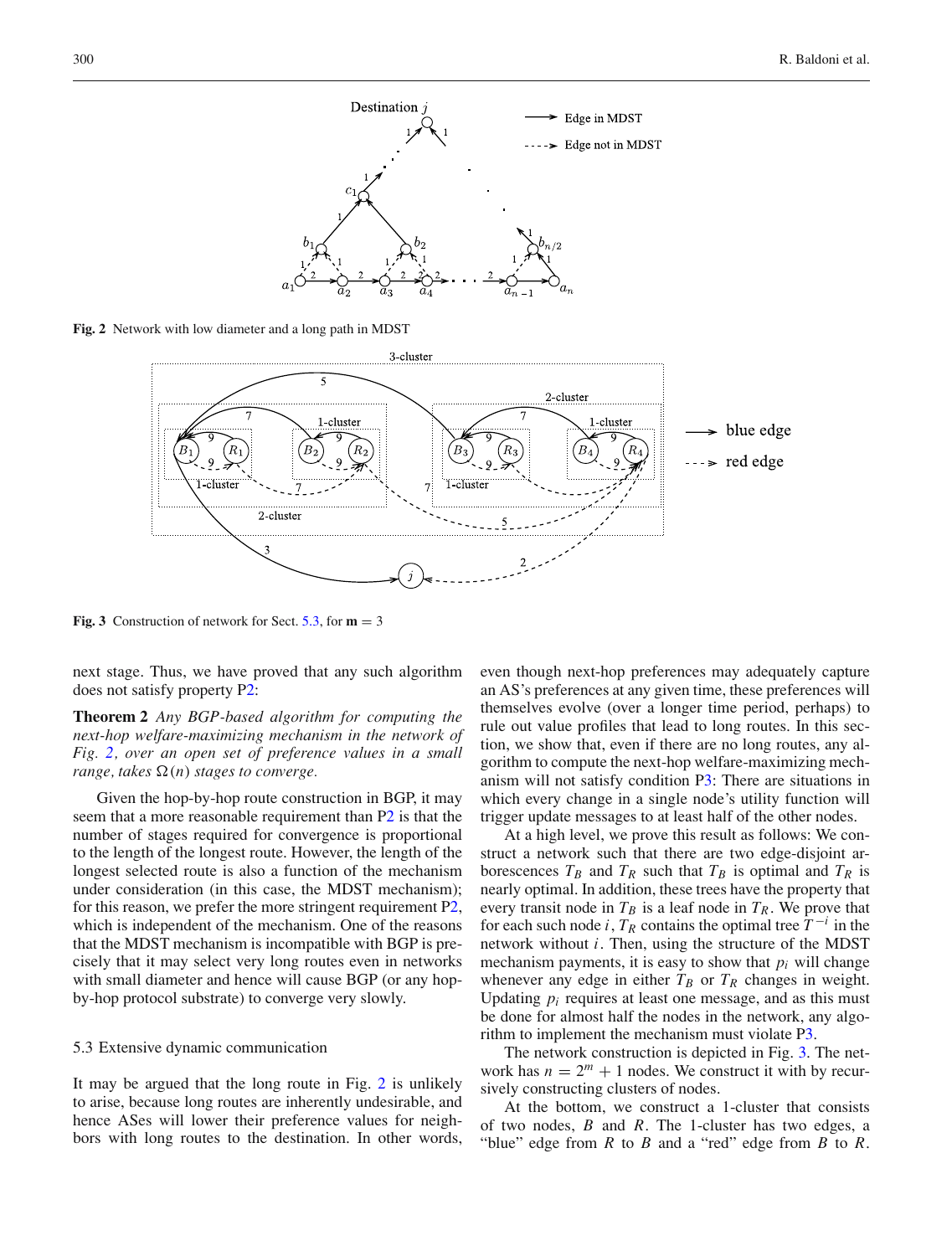Destination $j$

Edge in MDST

Edge not in MDST

$c_1$, $b_1$, $b_2$, $b_{n/2}$, $a_1$, $a_2$, $a_3$, $a_4$, $a_{n-1}$, $a_n$

**Fig. 2** Network with low diameter and a long path in MDST

3-cluster

2-cluster

1-cluster

blue edge

red edge

$B_1$ $R_1$ $B_2$ $R_2$ $B_3$ $R_3$ $B_4$ $R_4$ $j$

**Fig. 3** Construction of network for Sect. 5.3, for $\mathbf{m} = 3$

next stage. Thus, we have proved that any such algorithm does not satisfy property P2:

**Theorem 2** *Any BGP-based algorithm for computing the next-hop welfare-maximizing mechanism in the network of Fig. 2, over an open set of preference values in a small range, takes* $\Omega(n)$ *stages to converge.*

Given the hop-by-hop route construction in BGP, it may seem that a more reasonable requirement than P2 is that the number of stages required for convergence is proportional to the length of the longest route. However, the length of the longest selected route is also a function of the mechanism under consideration (in this case, the MDST mechanism); for this reason, we prefer the more stringent requirement P2, which is independent of the mechanism. One of the reasons that the MDST mechanism is incompatible with BGP is precisely that it may select very long routes even in networks with small diameter and hence will cause BGP (or any hop-by-hop protocol substrate) to converge very slowly.

### 5.3 Extensive dynamic communication

It may be argued that the long route in Fig. 2 is unlikely to arise, because long routes are inherently undesirable, and hence ASes will lower their preference values for neighbors with long routes to the destination. In other words, even though next-hop preferences may adequately capture an AS's preferences at any given time, these preferences will themselves evolve (over a longer time period, perhaps) to rule out value profiles that lead to long routes. In this section, we show that, even if there are no long routes, any algorithm to compute the next-hop welfare-maximizing mechanism will not satisfy condition P3: There are situations in which every change in a single node's utility function will trigger update messages to at least half of the other nodes.

At a high level, we prove this result as follows: We construct a network such that there are two edge-disjoint arborescences $T_B$ and $T_R$ such that $T_B$ is optimal and $T_R$ is nearly optimal. In addition, these trees have the property that every transit node in $T_B$ is a leaf node in $T_R$. We prove that for each such node $i$, $T_R$ contains the optimal tree $T^{-i}$ in the network without $i$. Then, using the structure of the MDST mechanism payments, it is easy to show that $p_i$ will change whenever any edge in either $T_B$ or $T_R$ changes in weight. Updating $p_i$ requires at least one message, and as this must be done for almost half the nodes in the network, any algorithm to implement the mechanism must violate P3.

The network construction is depicted in Fig. 3. The network has $n = 2^m + 1$ nodes. We construct it with by recursively constructing clusters of nodes.

At the bottom, we construct a 1-cluster that consists of two nodes, $B$ and $R$. The 1-cluster has two edges, a "blue" edge from $R$ to $B$ and a "red" edge from $B$ to $R$.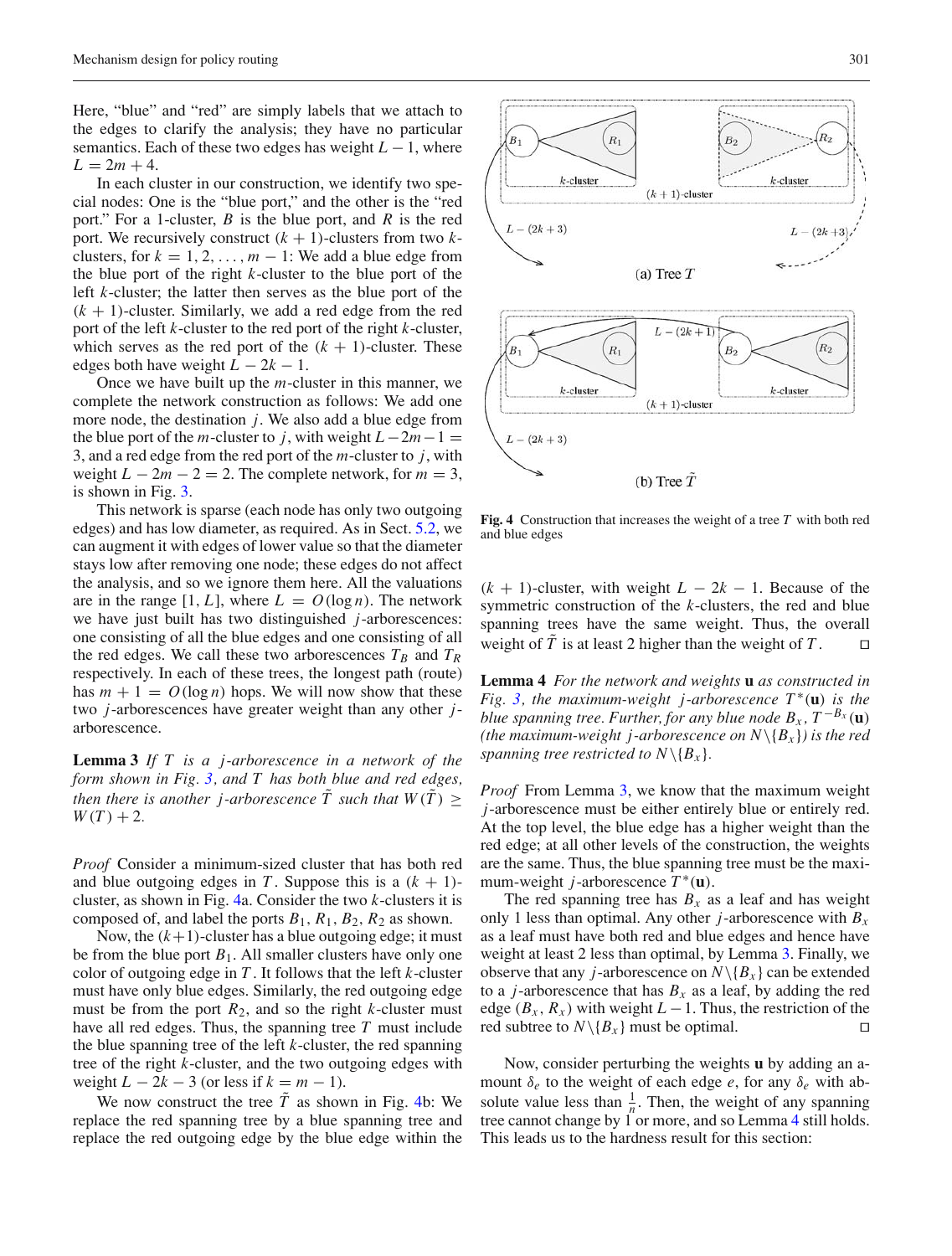Here, "blue" and "red" are simply labels that we attach to the edges to clarify the analysis; they have no particular semantics. Each of these two edges has weight $L-1$, where $L = 2m+4$.

In each cluster in our construction, we identify two special nodes: One is the "blue port," and the other is the "red port." For a 1-cluster, $B$ is the blue port, and $R$ is the red port. We recursively construct $(k+1)$-clusters from two $k$-clusters, for $k = 1, 2, \ldots, m-1$: We add a blue edge from the blue port of the right $k$-cluster to the blue port of the left $k$-cluster; the latter then serves as the blue port of the $(k+1)$-cluster. Similarly, we add a red edge from the red port of the left $k$-cluster to the red port of the right $k$-cluster, which serves as the red port of the $(k+1)$-cluster. These edges both have weight $L-2k-1$.

Once we have built up the $m$-cluster in this manner, we complete the network construction as follows: We add one more node, the destination $j$. We also add a blue edge from the blue port of the $m$-cluster to $j$, with weight $L-2m-1 = 3$, and a red edge from the red port of the $m$-cluster to $j$, with weight $L-2m-2 = 2$. The complete network, for $m = 3$, is shown in Fig. 3.

This network is sparse (each node has only two outgoing edges) and has low diameter, as required. As in Sect. 5.2, we can augment it with edges of lower value so that the diameter stays low after removing one node; these edges do not affect the analysis, and so we ignore them here. All the valuations are in the range $[1, L]$, where $L = O(\log n)$. The network we have just built has two distinguished $j$-arborescences: one consisting of all the blue edges and one consisting of all the red edges. We call these two arborescences $T_B$ and $T_R$ respectively. In each of these trees, the longest path (route) has $m+1 = O(\log n)$ hops. We will now show that these two $j$-arborescences have greater weight than any other $j$-arborescence.

**Lemma 3** *If $T$ is a $j$-arborescence in a network of the form shown in Fig. 3, and $T$ has both blue and red edges, then there is another $j$-arborescence $\tilde{T}$ such that $W(\tilde{T}) \geq W(T) + 2$.*

*Proof* Consider a minimum-sized cluster that has both red and blue outgoing edges in $T$. Suppose this is a $(k+1)$-cluster, as shown in Fig. 4a. Consider the two $k$-clusters it is composed of, and label the ports $B_1$, $R_1$, $B_2$, $R_2$ as shown.

Now, the $(k+1)$-cluster has a blue outgoing edge; it must be from the blue port $B_1$. All smaller clusters have only one color of outgoing edge in $T$. It follows that the left $k$-cluster must have only blue edges. Similarly, the red outgoing edge must be from the port $R_2$, and so the right $k$-cluster must have all red edges. Thus, the spanning tree $T$ must include the blue spanning tree of the left $k$-cluster, the red spanning tree of the right $k$-cluster, and the two outgoing edges with weight $L-2k-3$ (or less if $k = m-1$).

We now construct the tree $\tilde{T}$ as shown in Fig. 4b: We replace the red spanning tree by a blue spanning tree and replace the red outgoing edge by the blue edge within the $(k+1)$-cluster, with weight $L-2k-1$. Because of the symmetric construction of the $k$-clusters, the red and blue spanning trees have the same weight. Thus, the overall weight of $\tilde{T}$ is at least 2 higher than the weight of $T$. □

$B_1$ $R_1$ $B_2$ $R_2$
$k$-cluster
$k$-cluster
$(k+1)$-cluster
$L-(2k+3)$
$L-(2k+3)$
(a) Tree $T$

$L-(2k+1)$
$B_1$ $R_1$ $B_2$ $R_2$
$k$-cluster
$k$-cluster
$(k+1)$-cluster
$L-(2k+3)$
(b) Tree $\tilde{T}$

**Fig. 4** Construction that increases the weight of a tree $T$ with both red and blue edges

**Lemma 4** *For the network and weights $\mathbf{u}$ as constructed in Fig. 3, the maximum-weight $j$-arborescence $T^*(\mathbf{u})$ is the blue spanning tree. Further, for any blue node $B_x$, $T^{-B_x}(\mathbf{u})$ (the maximum-weight $j$-arborescence on $N \backslash \{B_x\}$) is the red spanning tree restricted to $N \backslash \{B_x\}$.*

*Proof* From Lemma 3, we know that the maximum weight $j$-arborescence must be either entirely blue or entirely red. At the top level, the blue edge has a higher weight than the red edge; at all other levels of the construction, the weights are the same. Thus, the blue spanning tree must be the maximum-weight $j$-arborescence $T^*(\mathbf{u})$.

The red spanning tree has $B_x$ as a leaf and has weight only 1 less than optimal. Any other $j$-arborescence with $B_x$ as a leaf must have both red and blue edges and hence have weight at least 2 less than optimal, by Lemma 3. Finally, we observe that any $j$-arborescence on $N \backslash \{B_x\}$ can be extended to a $j$-arborescence that has $B_x$ as a leaf, by adding the red edge $(B_x, R_x)$ with weight $L-1$. Thus, the restriction of the red subtree to $N \backslash \{B_x\}$ must be optimal. □

Now, consider perturbing the weights $\mathbf{u}$ by adding an amount $\delta_e$ to the weight of each edge $e$, for any $\delta_e$ with absolute value less than $\frac{1}{n}$. Then, the weight of any spanning tree cannot change by 1 or more, and so Lemma 4 still holds. This leads us to the hardness result for this section: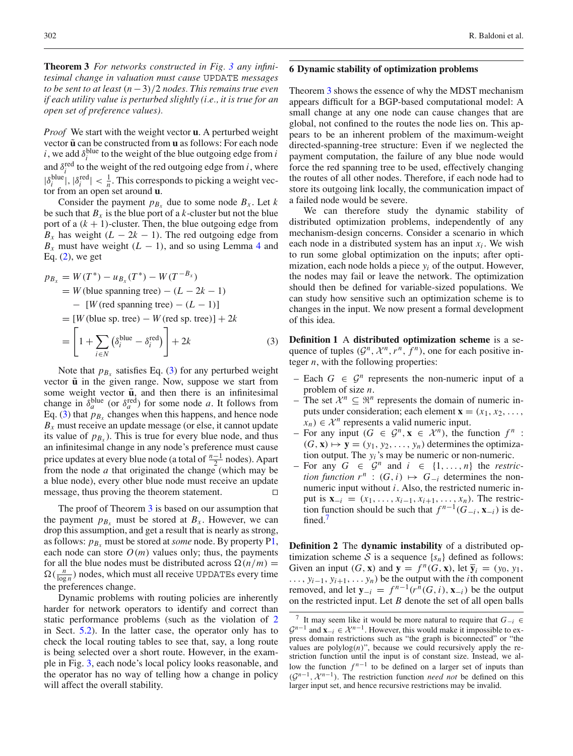**Theorem 3** *For networks constructed in Fig. 3 any infinitesimal change in valuation must cause* UPDATE *messages to be sent to at least* $(n-3)/2$ *nodes. This remains true even if each utility value is perturbed slightly (i.e., it is true for an open set of preference values).*

*Proof* We start with the weight vector $\mathbf{u}$. A perturbed weight vector $\tilde{\mathbf{u}}$ can be constructed from $\mathbf{u}$ as follows: For each node $i$, we add $\delta_i^{\text{blue}}$ to the weight of the blue outgoing edge from $i$ and $\delta_i^{\text{red}}$ to the weight of the red outgoing edge from $i$, where $|\delta_i^{\text{blue}}|, |\delta_i^{\text{red}}| < \frac{1}{n}$. This corresponds to picking a weight vector from an open set around $\mathbf{u}$.

Consider the payment $p_{B_x}$ due to some node $B_x$. Let $k$ be such that $B_x$ is the blue port of a $k$-cluster but not the blue port of a $(k+1)$-cluster. Then, the blue outgoing edge from $B_x$ has weight $(L-2k-1)$. The red outgoing edge from $B_x$ must have weight $(L-1)$, and so using Lemma 4 and Eq. (2), we get

$$
\begin{aligned}
p_{B_x} &= W(T^*) - u_{B_x}(T^*) - W(T^{-B_x}) \\
&= W(\text{blue spanning tree}) - (L-2k-1) \\
&\quad - [W(\text{red spanning tree}) - (L-1)] \\
&= [W(\text{blue sp. tree}) - W(\text{red sp. tree})] + 2k \\
&= \left[1 + \sum_{i \in N} \left(\delta_i^{\text{blue}} - \delta_i^{\text{red}}\right)\right] + 2k \qquad (3)
\end{aligned}
$$

Note that $p_{B_x}$ satisfies Eq. (3) for any perturbed weight vector $\tilde{\mathbf{u}}$ in the given range. Now, suppose we start from some weight vector $\tilde{\mathbf{u}}$, and then there is an infinitesimal change in $\delta_a^{\text{blue}}$ (or $\delta_a^{\text{red}}$) for some node $a$. It follows from Eq. (3) that $p_{B_x}$ changes when this happens, and hence node $B_x$ must receive an update message (or else, it cannot update its value of $p_{B_x}$). This is true for every blue node, and thus an infinitesimal change in any node's preference must cause price updates at every blue node (a total of $\frac{n-1}{2}$ nodes). Apart from the node $a$ that originated the change (which may be a blue node), every other blue node must receive an update message, thus proving the theorem statement. □

The proof of Theorem 3 is based on our assumption that the payment $p_{B_x}$ must be stored at $B_x$. However, we can drop this assumption, and get a result that is nearly as strong, as follows: $p_{B_x}$ must be stored at *some* node. By property P1, each node can store $O(m)$ values only; thus, the payments for all the blue nodes must be distributed across $\Omega(n/m) = \Omega(\frac{n}{\log n})$ nodes, which must all receive UPDATEs every time the preferences change.

Dynamic problems with routing policies are inherently harder for network operators to identify and correct than static performance problems (such as the violation of 2 in Sect. 5.2). In the latter case, the operator only has to check the local routing tables to see that, say, a long route is being selected over a short route. However, in the example in Fig. 3, each node's local policy looks reasonable, and the operator has no way of telling how a change in policy will affect the overall stability.

## 6 Dynamic stability of optimization problems

Theorem 3 shows the essence of why the MDST mechanism appears difficult for a BGP-based computational model: A small change at any one node can cause changes that are global, not confined to the routes the node lies on. This appears to be an inherent problem of the maximum-weight directed-spanning-tree structure: Even if we neglected the payment computation, the failure of any blue node would force the red spanning tree to be used, effectively changing the routes of all other nodes. Therefore, if each node had to store its outgoing link locally, the communication impact of a failed node would be severe.

We can therefore study the dynamic stability of distributed optimization problems, independently of any mechanism-design concerns. Consider a scenario in which each node in a distributed system has an input $x_i$. We wish to run some global optimization on the inputs; after optimization, each node holds a piece $y_i$ of the output. However, the nodes may fail or leave the network. The optimization should then be defined for variable-sized populations. We can study how sensitive such an optimization scheme is to changes in the input. We now present a formal development of this idea.

**Definition 1** A **distributed optimization scheme** is a sequence of tuples $(\mathcal{G}^n, \mathcal{X}^n, r^n, f^n)$, one for each positive integer $n$, with the following properties:

- Each $G \in \mathcal{G}^n$ represents the non-numeric input of a problem of size $n$.
- The set $\mathcal{X}^n \subseteq \Re^n$ represents the domain of numeric inputs under consideration; each element $\mathbf{x} = (x_1, x_2, \ldots, x_n) \in \mathcal{X}^n$ represents a valid numeric input.
- For any input $(G \in \mathcal{G}^n, \mathbf{x} \in \mathcal{X}^n)$, the function $f^n : (G, \mathbf{x}) \mapsto \mathbf{y} = (y_1, y_2, \ldots, y_n)$ determines the optimization output. The $y_i$'s may be numeric or non-numeric.
- For any $G \in \mathcal{G}^n$ and $i \in \{1, \ldots, n\}$ the *restriction function* $r^n : (G, i) \mapsto G_{-i}$ determines the non-numeric input without $i$. Also, the restricted numeric input is $\mathbf{x}_{-i} = (x_1, \ldots, x_{i-1}, x_{i+1}, \ldots, x_n)$. The restriction function should be such that $f^{n-1}(G_{-i}, \mathbf{x}_{-i})$ is defined.[7]

**Definition 2** The **dynamic instability** of a distributed optimization scheme $\mathcal{S}$ is a sequence $\{s_n\}$ defined as follows: Given an input $(G, \mathbf{x})$ and $\mathbf{y} = f^n(G, \mathbf{x})$, let $\bar{\mathbf{y}}_i = (y_0, y_1, \ldots, y_{i-1}, y_{i+1}, \ldots y_n)$ be the output with the $i$th component removed, and let $\mathbf{y}_{-i} = f^{n-1}(r^n(G, i), \mathbf{x}_{-i})$ be the output on the restricted input. Let $B$ denote the set of all open balls

[7] It may seem like it would be more natural to require that $G_{-i} \in \mathcal{G}^{n-1}$ and $\mathbf{x}_{-i} \in \mathcal{X}^{n-1}$. However, this would make it impossible to express domain restrictions such as "the graph is biconnected" or "the values are polylog($n$)", because we could recursively apply the restriction function until the input is of constant size. Instead, we allow the function $f^{n-1}$ to be defined on a larger set of inputs than $(\mathcal{G}^{n-1}, \mathcal{X}^{n-1})$. The restriction function *need not* be defined on this larger input set, and hence recursive restrictions may be invalid.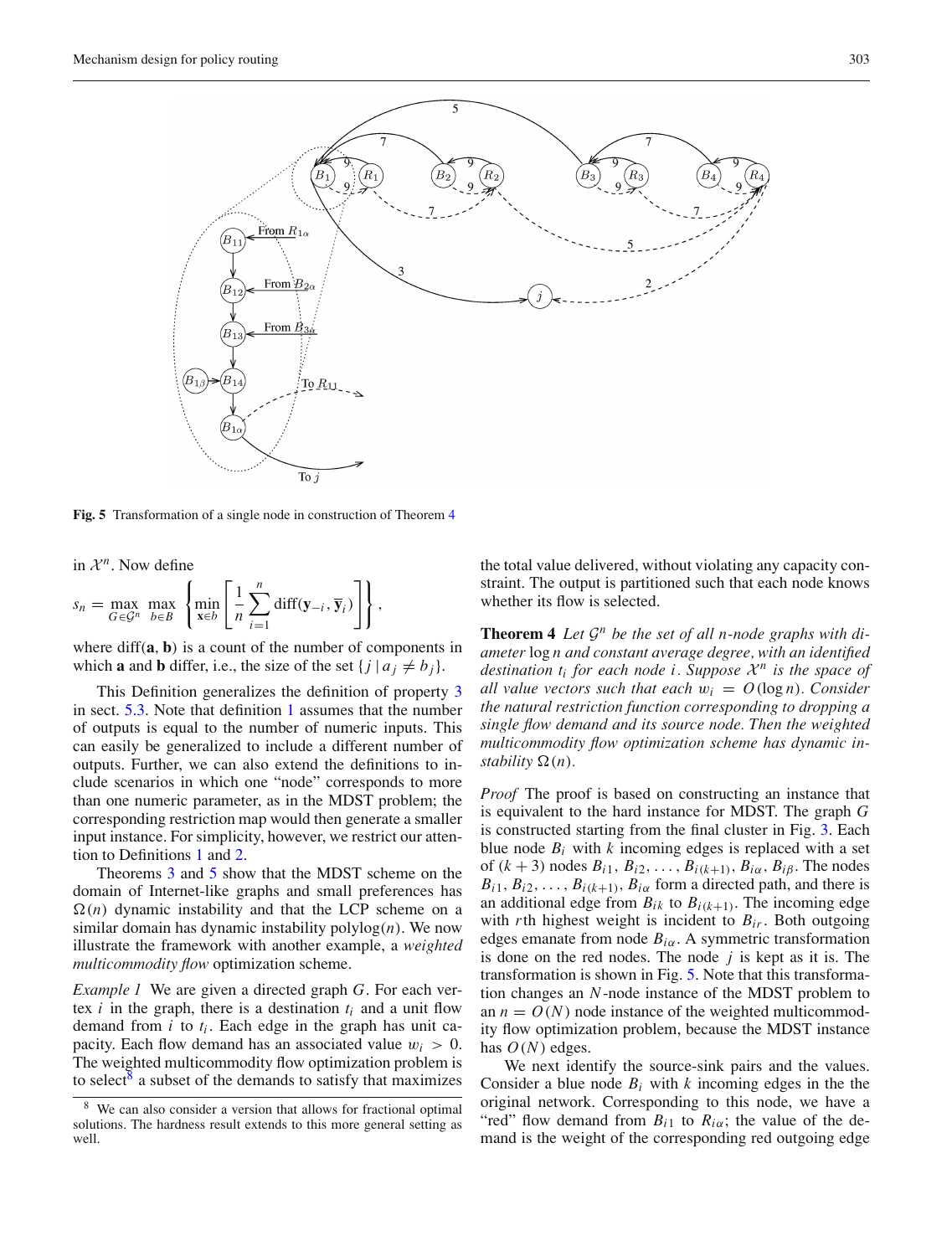5

7

9

9

7

9

9

$B_1$ $R_1$ $B_2$ $R_2$ $B_3$ $R_3$ $B_4$ $R_4$

9

9

9

9

7

5

7

From $R_{1\alpha}$

$B_{11}$

3

2

$j$

From $B_{2\alpha}$

$B_{12}$

From $B_{3\alpha}$

$B_{13}$

$B_{1\beta}$ $B_{14}$

To $R_{11}$

$B_{1\alpha}$

To $j$

**Fig. 5** Transformation of a single node in construction of Theorem 4

in $\mathcal{X}^n$. Now define

$$s_n = \max_{G \in \mathcal{G}^n} \max_{b \in B} \left\{ \min_{\mathbf{x} \in b} \left[ \frac{1}{n} \sum_{i=1}^{n} \operatorname{diff}(\mathbf{y}_{-i}, \overline{\mathbf{y}}_i) \right] \right\},$$

where $\operatorname{diff}(\mathbf{a}, \mathbf{b})$ is a count of the number of components in which $\mathbf{a}$ and $\mathbf{b}$ differ, i.e., the size of the set $\{j \mid a_j \neq b_j\}$.

This Definition generalizes the definition of property 3 in sect. 5.3. Note that definition 1 assumes that the number of outputs is equal to the number of numeric inputs. This can easily be generalized to include a different number of outputs. Further, we can also extend the definitions to include scenarios in which one "node" corresponds to more than one numeric parameter, as in the MDST problem; the corresponding restriction map would then generate a smaller input instance. For simplicity, however, we restrict our attention to Definitions 1 and 2.

Theorems 3 and 5 show that the MDST scheme on the domain of Internet-like graphs and small preferences has $\Omega(n)$ dynamic instability and that the LCP scheme on a similar domain has dynamic instability polylog$(n)$. We now illustrate the framework with another example, a *weighted multicommodity flow* optimization scheme.

*Example 1* We are given a directed graph $G$. For each vertex $i$ in the graph, there is a destination $t_i$ and a unit flow demand from $i$ to $t_i$. Each edge in the graph has unit capacity. Each flow demand has an associated value $w_i > 0$. The weighted multicommodity flow optimization problem is to select[8] a subset of the demands to satisfy that maximizes the total value delivered, without violating any capacity constraint. The output is partitioned such that each node knows whether its flow is selected.

**Theorem 4** *Let $\mathcal{G}^n$ be the set of all $n$-node graphs with diameter $\log n$ and constant average degree, with an identified destination $t_i$ for each node $i$. Suppose $\mathcal{X}^n$ is the space of all value vectors such that each $w_i = O(\log n)$. Consider the natural restriction function corresponding to dropping a single flow demand and its source node. Then the weighted multicommodity flow optimization scheme has dynamic instability $\Omega(n)$.*

*Proof* The proof is based on constructing an instance that is equivalent to the hard instance for MDST. The graph $G$ is constructed starting from the final cluster in Fig. 3. Each blue node $B_i$ with $k$ incoming edges is replaced with a set of $(k+3)$ nodes $B_{i1}, B_{i2}, \ldots, B_{i(k+1)}, B_{i\alpha}, B_{i\beta}$. The nodes $B_{i1}, B_{i2}, \ldots, B_{i(k+1)}, B_{i\alpha}$ form a directed path, and there is an additional edge from $B_{ik}$ to $B_{i(k+1)}$. The incoming edge with $r$th highest weight is incident to $B_{ir}$. Both outgoing edges emanate from node $B_{i\alpha}$. A symmetric transformation is done on the red nodes. The node $j$ is kept as it is. The transformation is shown in Fig. 5. Note that this transformation changes an $N$-node instance of the MDST problem to an $n = O(N)$ node instance of the weighted multicommodity flow optimization problem, because the MDST instance has $O(N)$ edges.

We next identify the source-sink pairs and the values. Consider a blue node $B_i$ with $k$ incoming edges in the the original network. Corresponding to this node, we have a "red" flow demand from $B_{i1}$ to $R_{i\alpha}$; the value of the demand is the weight of the corresponding red outgoing edge

[8] We can also consider a version that allows for fractional optimal solutions. The hardness result extends to this more general setting as well.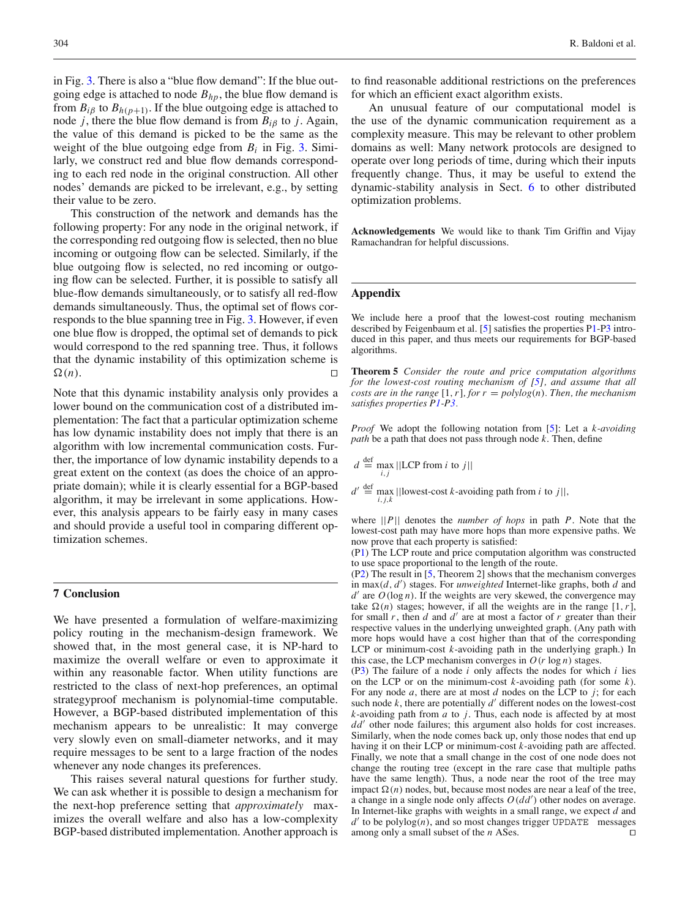in Fig. 3. There is also a "blue flow demand": If the blue outgoing edge is attached to node $B_{hp}$, the blue flow demand is from $B_{i\beta}$ to $B_{h(p+1)}$. If the blue outgoing edge is attached to node $j$, there the blue flow demand is from $B_{i\beta}$ to $j$. Again, the value of this demand is picked to be the same as the weight of the blue outgoing edge from $B_i$ in Fig. 3. Similarly, we construct red and blue flow demands corresponding to each red node in the original construction. All other nodes' demands are picked to be irrelevant, e.g., by setting their value to be zero.

This construction of the network and demands has the following property: For any node in the original network, if the corresponding red outgoing flow is selected, then no blue incoming or outgoing flow can be selected. Similarly, if the blue outgoing flow is selected, no red incoming or outgoing flow can be selected. Further, it is possible to satisfy all blue-flow demands simultaneously, or to satisfy all red-flow demands simultaneously. Thus, the optimal set of flows corresponds to the blue spanning tree in Fig. 3. However, if even one blue flow is dropped, the optimal set of demands to pick would correspond to the red spanning tree. Thus, it follows that the dynamic instability of this optimization scheme is $\Omega(n)$. □

Note that this dynamic instability analysis only provides a lower bound on the communication cost of a distributed implementation: The fact that a particular optimization scheme has low dynamic instability does not imply that there is an algorithm with low incremental communication costs. Further, the importance of low dynamic instability depends to a great extent on the context (as does the choice of an appropriate domain); while it is clearly essential for a BGP-based algorithm, it may be irrelevant in some applications. However, this analysis appears to be fairly easy in many cases and should provide a useful tool in comparing different optimization schemes.

## 7 Conclusion

We have presented a formulation of welfare-maximizing policy routing in the mechanism-design framework. We showed that, in the most general case, it is NP-hard to maximize the overall welfare or even to approximate it within any reasonable factor. When utility functions are restricted to the class of next-hop preferences, an optimal strategyproof mechanism is polynomial-time computable. However, a BGP-based distributed implementation of this mechanism appears to be unrealistic: It may converge very slowly even on small-diameter networks, and it may require messages to be sent to a large fraction of the nodes whenever any node changes its preferences.

This raises several natural questions for further study. We can ask whether it is possible to design a mechanism for the next-hop preference setting that *approximately* maximizes the overall welfare and also has a low-complexity BGP-based distributed implementation. Another approach is to find reasonable additional restrictions on the preferences for which an efficient exact algorithm exists.

An unusual feature of our computational model is the use of the dynamic communication requirement as a complexity measure. This may be relevant to other problem domains as well: Many network protocols are designed to operate over long periods of time, during which their inputs frequently change. Thus, it may be useful to extend the dynamic-stability analysis in Sect. 6 to other distributed optimization problems.

**Acknowledgements** We would like to thank Tim Griffin and Vijay Ramachandran for helpful discussions.

## Appendix

We include here a proof that the lowest-cost routing mechanism described by Feigenbaum et al. [5] satisfies the properties P1-P3 introduced in this paper, and thus meets our requirements for BGP-based algorithms.

**Theorem 5** *Consider the route and price computation algorithms for the lowest-cost routing mechanism of [5], and assume that all costs are in the range* $[1, r]$*, for* $r = polylog(n)$*. Then, the mechanism satisfies properties P1-P3.*

*Proof* We adopt the following notation from [5]: Let a *k-avoiding path* be a path that does not pass through node $k$. Then, define

$$d \stackrel{\text{def}}{=} \max_{i,j} ||\text{LCP from } i \text{ to } j||$$

$$d' \stackrel{\text{def}}{=} \max_{i,j,k} ||\text{lowest-cost } k\text{-avoiding path from } i \text{ to } j||,$$

where $||P||$ denotes the *number of hops* in path $P$. Note that the lowest-cost path may have more hops than more expensive paths. We now prove that each property is satisfied:

(P1) The LCP route and price computation algorithm was constructed to use space proportional to the length of the route.

(P2) The result in [5, Theorem 2] shows that the mechanism converges in $\max(d, d')$ stages. For *unweighted* Internet-like graphs, both $d$ and $d'$ are $O(\log n)$. If the weights are very skewed, the convergence may take $\Omega(n)$ stages; however, if all the weights are in the range $[1, r]$, for small $r$, then $d$ and $d'$ are at most a factor of $r$ greater than their respective values in the underlying unweighted graph. (Any path with more hops would have a cost higher than that of the corresponding LCP or minimum-cost $k$-avoiding path in the underlying graph.) In this case, the LCP mechanism converges in $O(r \log n)$ stages.

(P3) The failure of a node $i$ only affects the nodes for which $i$ lies on the LCP or on the minimum-cost $k$-avoiding path (for some $k$). For any node $a$, there are at most $d$ nodes on the LCP to $j$; for each such node $k$, there are potentially $d'$ different nodes on the lowest-cost $k$-avoiding path from $a$ to $j$. Thus, each node is affected by at most $dd'$ other node failures; this argument also holds for cost increases. Similarly, when the node comes back up, only those nodes that end up having it on their LCP or minimum-cost $k$-avoiding path are affected. Finally, we note that a small change in the cost of one node does not change the routing tree (except in the rare case that multiple paths have the same length). Thus, a node near the root of the tree may impact $\Omega(n)$ nodes, but, because most nodes are near a leaf of the tree, a change in a single node only affects $O(dd')$ other nodes on average. In Internet-like graphs with weights in a small range, we expect $d$ and $d'$ to be polylog$(n)$, and so most changes trigger `UPDATE` messages among only a small subset of the $n$ ASes. □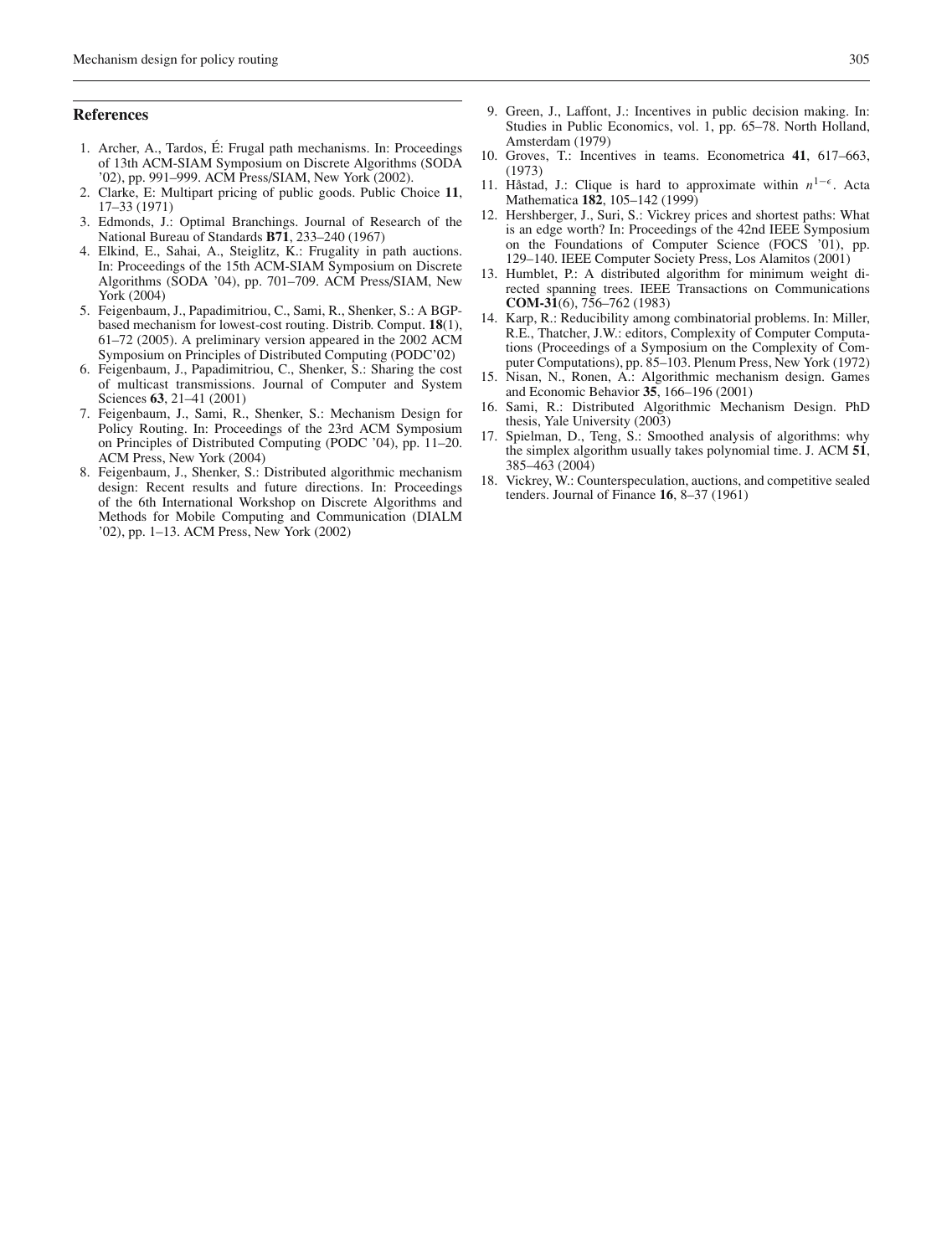## References

1. Archer, A., Tardos, É: Frugal path mechanisms. In: Proceedings of 13th ACM-SIAM Symposium on Discrete Algorithms (SODA '02), pp. 991–999. ACM Press/SIAM, New York (2002).
2. Clarke, E: Multipart pricing of public goods. Public Choice **11**, 17–33 (1971)
3. Edmonds, J.: Optimal Branchings. Journal of Research of the National Bureau of Standards **B71**, 233–240 (1967)
4. Elkind, E., Sahai, A., Steiglitz, K.: Frugality in path auctions. In: Proceedings of the 15th ACM-SIAM Symposium on Discrete Algorithms (SODA '04), pp. 701–709. ACM Press/SIAM, New York (2004)
5. Feigenbaum, J., Papadimitriou, C., Sami, R., Shenker, S.: A BGP-based mechanism for lowest-cost routing. Distrib. Comput. **18**(1), 61–72 (2005). A preliminary version appeared in the 2002 ACM Symposium on Principles of Distributed Computing (PODC'02)
6. Feigenbaum, J., Papadimitriou, C., Shenker, S.: Sharing the cost of multicast transmissions. Journal of Computer and System Sciences **63**, 21–41 (2001)
7. Feigenbaum, J., Sami, R., Shenker, S.: Mechanism Design for Policy Routing. In: Proceedings of the 23rd ACM Symposium on Principles of Distributed Computing (PODC '04), pp. 11–20. ACM Press, New York (2004)
8. Feigenbaum, J., Shenker, S.: Distributed algorithmic mechanism design: Recent results and future directions. In: Proceedings of the 6th International Workshop on Discrete Algorithms and Methods for Mobile Computing and Communication (DIALM '02), pp. 1–13. ACM Press, New York (2002)
9. Green, J., Laffont, J.: Incentives in public decision making. In: Studies in Public Economics, vol. 1, pp. 65–78. North Holland, Amsterdam (1979)
10. Groves, T.: Incentives in teams. Econometrica **41**, 617–663, (1973)
11. Håstad, J.: Clique is hard to approximate within $n^{1-\epsilon}$. Acta Mathematica **182**, 105–142 (1999)
12. Hershberger, J., Suri, S.: Vickrey prices and shortest paths: What is an edge worth? In: Proceedings of the 42nd IEEE Symposium on the Foundations of Computer Science (FOCS '01), pp. 129–140. IEEE Computer Society Press, Los Alamitos (2001)
13. Humblet, P.: A distributed algorithm for minimum weight directed spanning trees. IEEE Transactions on Communications **COM-31**(6), 756–762 (1983)
14. Karp, R.: Reducibility among combinatorial problems. In: Miller, R.E., Thatcher, J.W.: editors, Complexity of Computer Computations (Proceedings of a Symposium on the Complexity of Computer Computations), pp. 85–103. Plenum Press, New York (1972)
15. Nisan, N., Ronen, A.: Algorithmic mechanism design. Games and Economic Behavior **35**, 166–196 (2001)
16. Sami, R.: Distributed Algorithmic Mechanism Design. PhD thesis, Yale University (2003)
17. Spielman, D., Teng, S.: Smoothed analysis of algorithms: why the simplex algorithm usually takes polynomial time. J. ACM **51**, 385–463 (2004)
18. Vickrey, W.: Counterspeculation, auctions, and competitive sealed tenders. Journal of Finance **16**, 8–37 (1961)